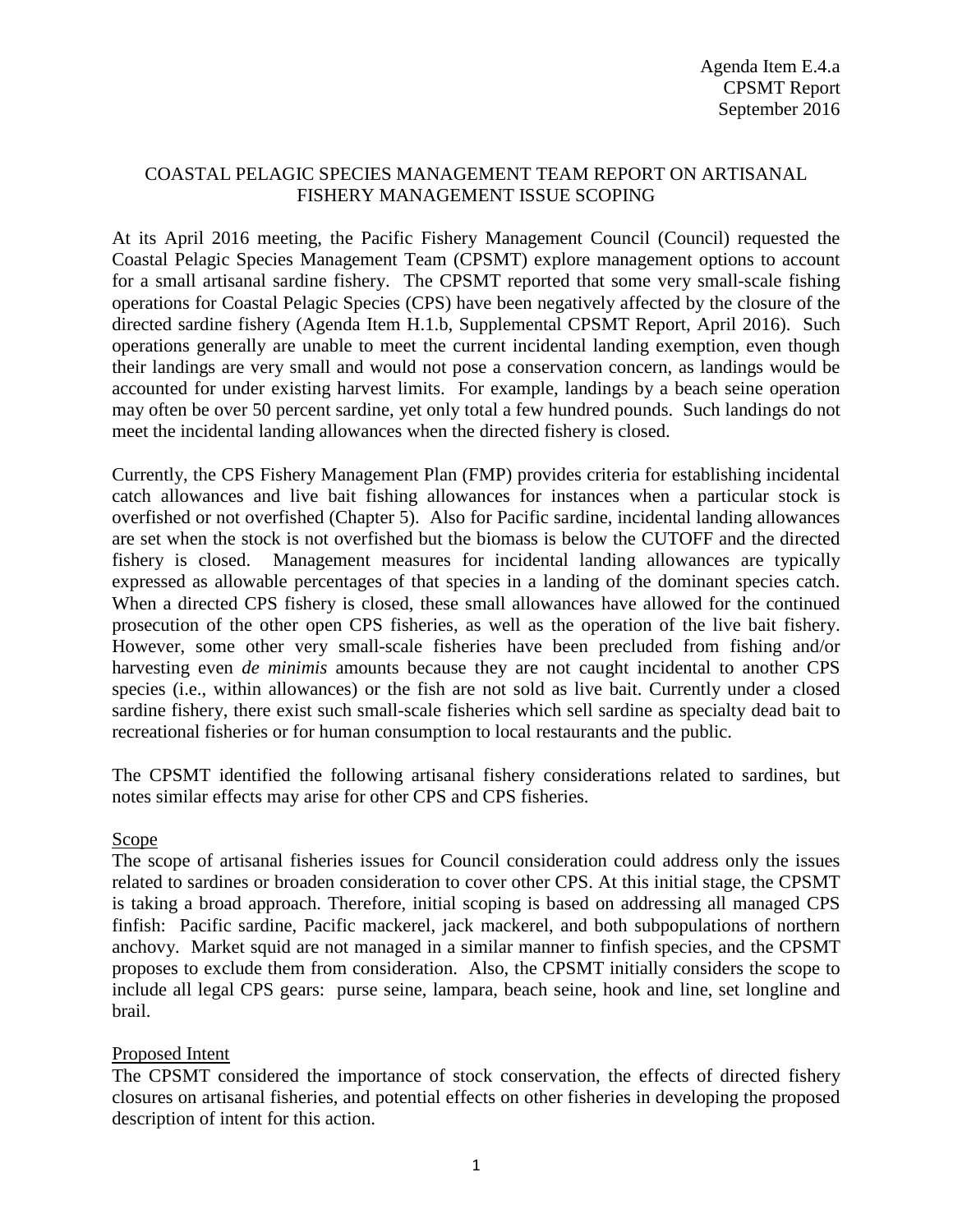Agenda Item E.4.a
CPSMT Report
September 2016

# COASTAL PELAGIC SPECIES MANAGEMENT TEAM REPORT ON ARTISANAL FISHERY MANAGEMENT ISSUE SCOPING

At its April 2016 meeting, the Pacific Fishery Management Council (Council) requested the Coastal Pelagic Species Management Team (CPSMT) explore management options to account for a small artisanal sardine fishery. The CPSMT reported that some very small-scale fishing operations for Coastal Pelagic Species (CPS) have been negatively affected by the closure of the directed sardine fishery (Agenda Item H.1.b, Supplemental CPSMT Report, April 2016). Such operations generally are unable to meet the current incidental landing exemption, even though their landings are very small and would not pose a conservation concern, as landings would be accounted for under existing harvest limits. For example, landings by a beach seine operation may often be over 50 percent sardine, yet only total a few hundred pounds. Such landings do not meet the incidental landing allowances when the directed fishery is closed.

Currently, the CPS Fishery Management Plan (FMP) provides criteria for establishing incidental catch allowances and live bait fishing allowances for instances when a particular stock is overfished or not overfished (Chapter 5). Also for Pacific sardine, incidental landing allowances are set when the stock is not overfished but the biomass is below the CUTOFF and the directed fishery is closed. Management measures for incidental landing allowances are typically expressed as allowable percentages of that species in a landing of the dominant species catch. When a directed CPS fishery is closed, these small allowances have allowed for the continued prosecution of the other open CPS fisheries, as well as the operation of the live bait fishery. However, some other very small-scale fisheries have been precluded from fishing and/or harvesting even *de minimis* amounts because they are not caught incidental to another CPS species (i.e., within allowances) or the fish are not sold as live bait. Currently under a closed sardine fishery, there exist such small-scale fisheries which sell sardine as specialty dead bait to recreational fisheries or for human consumption to local restaurants and the public.

The CPSMT identified the following artisanal fishery considerations related to sardines, but notes similar effects may arise for other CPS and CPS fisheries.

## Scope

The scope of artisanal fisheries issues for Council consideration could address only the issues related to sardines or broaden consideration to cover other CPS. At this initial stage, the CPSMT is taking a broad approach. Therefore, initial scoping is based on addressing all managed CPS finfish: Pacific sardine, Pacific mackerel, jack mackerel, and both subpopulations of northern anchovy. Market squid are not managed in a similar manner to finfish species, and the CPSMT proposes to exclude them from consideration. Also, the CPSMT initially considers the scope to include all legal CPS gears: purse seine, lampara, beach seine, hook and line, set longline and brail.

## Proposed Intent

The CPSMT considered the importance of stock conservation, the effects of directed fishery closures on artisanal fisheries, and potential effects on other fisheries in developing the proposed description of intent for this action.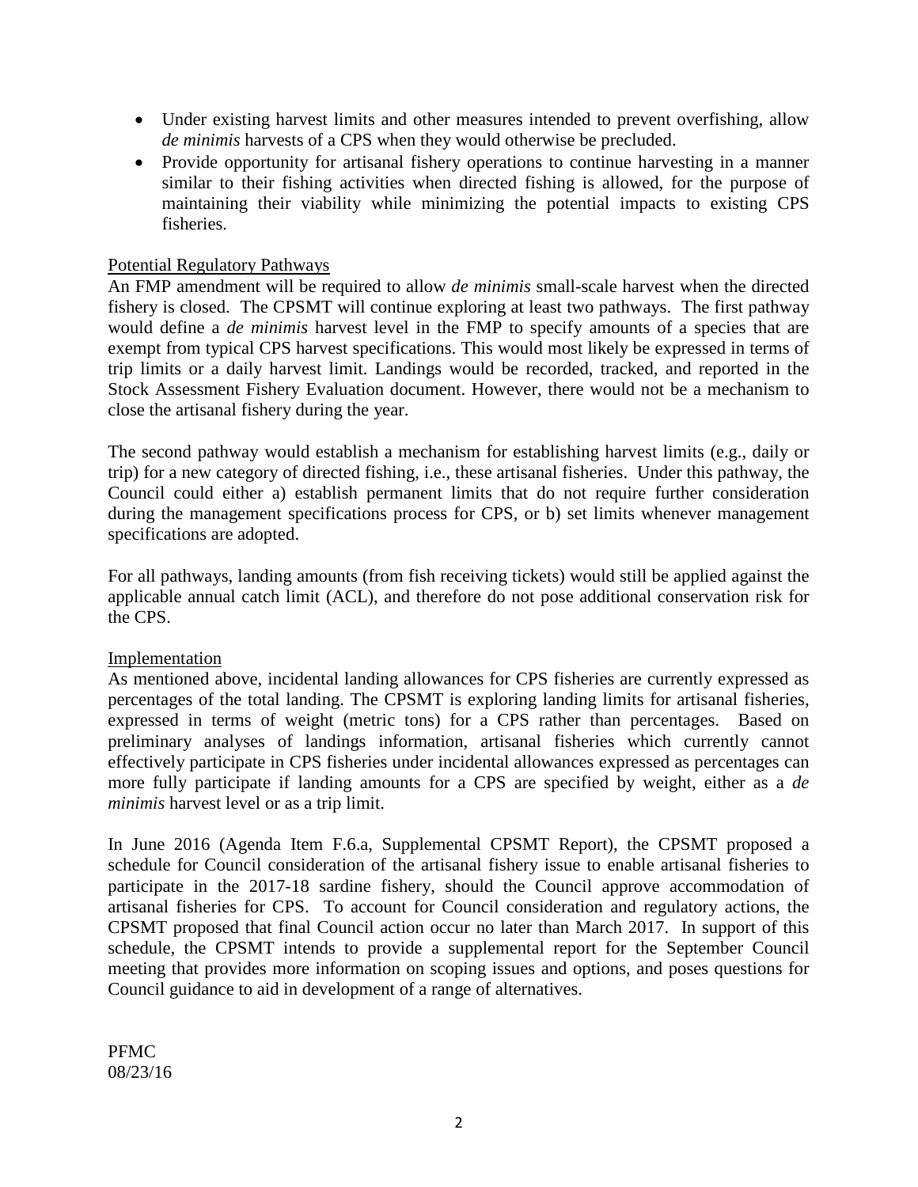- Under existing harvest limits and other measures intended to prevent overfishing, allow *de minimis* harvests of a CPS when they would otherwise be precluded.
- Provide opportunity for artisanal fishery operations to continue harvesting in a manner similar to their fishing activities when directed fishing is allowed, for the purpose of maintaining their viability while minimizing the potential impacts to existing CPS fisheries.

Potential Regulatory Pathways

An FMP amendment will be required to allow *de minimis* small-scale harvest when the directed fishery is closed. The CPSMT will continue exploring at least two pathways. The first pathway would define a *de minimis* harvest level in the FMP to specify amounts of a species that are exempt from typical CPS harvest specifications. This would most likely be expressed in terms of trip limits or a daily harvest limit. Landings would be recorded, tracked, and reported in the Stock Assessment Fishery Evaluation document. However, there would not be a mechanism to close the artisanal fishery during the year.

The second pathway would establish a mechanism for establishing harvest limits (e.g., daily or trip) for a new category of directed fishing, i.e., these artisanal fisheries. Under this pathway, the Council could either a) establish permanent limits that do not require further consideration during the management specifications process for CPS, or b) set limits whenever management specifications are adopted.

For all pathways, landing amounts (from fish receiving tickets) would still be applied against the applicable annual catch limit (ACL), and therefore do not pose additional conservation risk for the CPS.

Implementation

As mentioned above, incidental landing allowances for CPS fisheries are currently expressed as percentages of the total landing. The CPSMT is exploring landing limits for artisanal fisheries, expressed in terms of weight (metric tons) for a CPS rather than percentages. Based on preliminary analyses of landings information, artisanal fisheries which currently cannot effectively participate in CPS fisheries under incidental allowances expressed as percentages can more fully participate if landing amounts for a CPS are specified by weight, either as a *de minimis* harvest level or as a trip limit.

In June 2016 (Agenda Item F.6.a, Supplemental CPSMT Report), the CPSMT proposed a schedule for Council consideration of the artisanal fishery issue to enable artisanal fisheries to participate in the 2017-18 sardine fishery, should the Council approve accommodation of artisanal fisheries for CPS. To account for Council consideration and regulatory actions, the CPSMT proposed that final Council action occur no later than March 2017. In support of this schedule, the CPSMT intends to provide a supplemental report for the September Council meeting that provides more information on scoping issues and options, and poses questions for Council guidance to aid in development of a range of alternatives.

PFMC
08/23/16